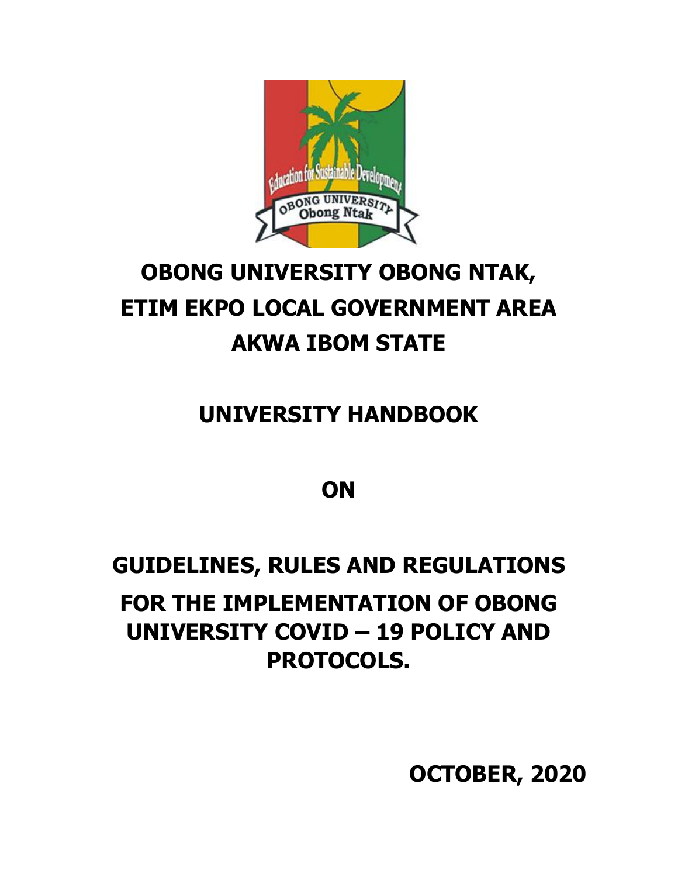# OBONG UNIVERSITY OBONG NTAK, ETIM EKPO LOCAL GOVERNMENT AREA AKWA IBOM STATE

## UNIVERSITY HANDBOOK

## ON

## GUIDELINES, RULES AND REGULATIONS FOR THE IMPLEMENTATION OF OBONG UNIVERSITY COVID – 19 POLICY AND PROTOCOLS.

**OCTOBER, 2020**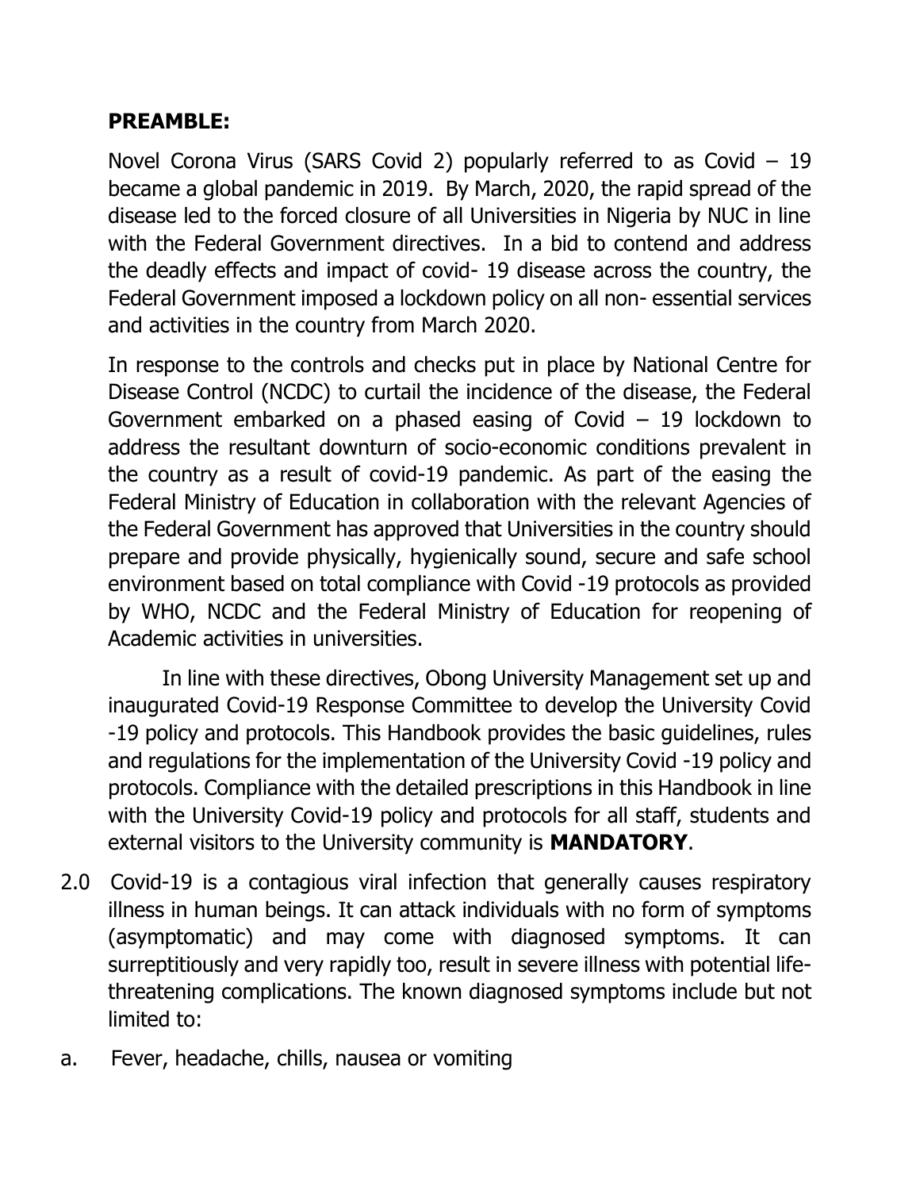**PREAMBLE:**

Novel Corona Virus (SARS Covid 2) popularly referred to as Covid – 19 became a global pandemic in 2019. By March, 2020, the rapid spread of the disease led to the forced closure of all Universities in Nigeria by NUC in line with the Federal Government directives. In a bid to contend and address the deadly effects and impact of covid- 19 disease across the country, the Federal Government imposed a lockdown policy on all non- essential services and activities in the country from March 2020.

In response to the controls and checks put in place by National Centre for Disease Control (NCDC) to curtail the incidence of the disease, the Federal Government embarked on a phased easing of Covid – 19 lockdown to address the resultant downturn of socio-economic conditions prevalent in the country as a result of covid-19 pandemic. As part of the easing the Federal Ministry of Education in collaboration with the relevant Agencies of the Federal Government has approved that Universities in the country should prepare and provide physically, hygienically sound, secure and safe school environment based on total compliance with Covid -19 protocols as provided by WHO, NCDC and the Federal Ministry of Education for reopening of Academic activities in universities.

In line with these directives, Obong University Management set up and inaugurated Covid-19 Response Committee to develop the University Covid -19 policy and protocols. This Handbook provides the basic guidelines, rules and regulations for the implementation of the University Covid -19 policy and protocols. Compliance with the detailed prescriptions in this Handbook in line with the University Covid-19 policy and protocols for all staff, students and external visitors to the University community is **MANDATORY**.

2.0 Covid-19 is a contagious viral infection that generally causes respiratory illness in human beings. It can attack individuals with no form of symptoms (asymptomatic) and may come with diagnosed symptoms. It can surreptitiously and very rapidly too, result in severe illness with potential life-threatening complications. The known diagnosed symptoms include but not limited to:

a. Fever, headache, chills, nausea or vomiting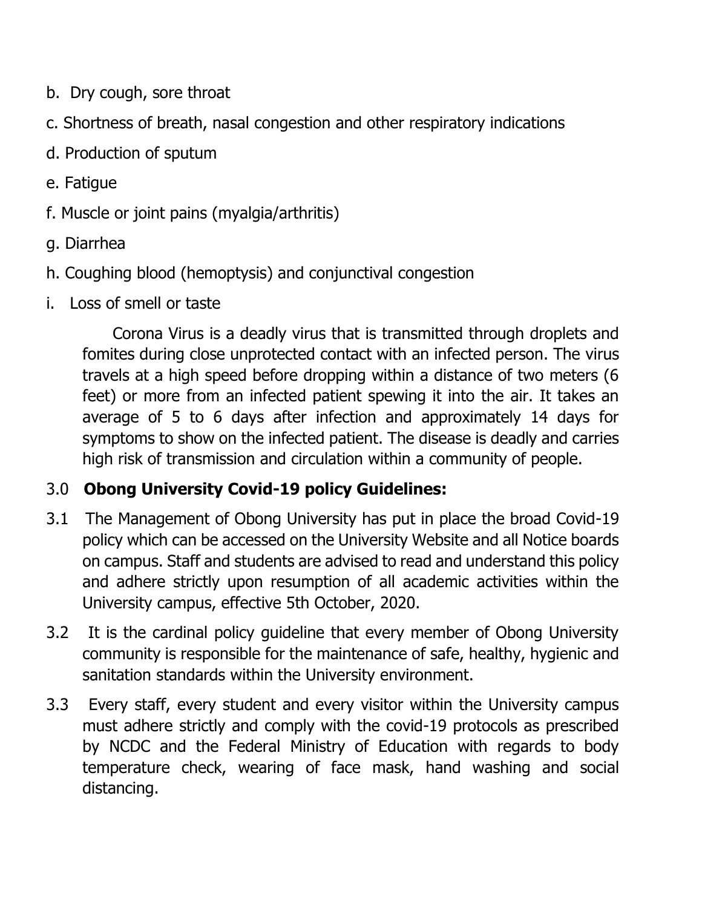b. Dry cough, sore throat

c. Shortness of breath, nasal congestion and other respiratory indications

d. Production of sputum

e. Fatigue

f. Muscle or joint pains (myalgia/arthritis)

g. Diarrhea

h. Coughing blood (hemoptysis) and conjunctival congestion

i. Loss of smell or taste

Corona Virus is a deadly virus that is transmitted through droplets and fomites during close unprotected contact with an infected person. The virus travels at a high speed before dropping within a distance of two meters (6 feet) or more from an infected patient spewing it into the air. It takes an average of 5 to 6 days after infection and approximately 14 days for symptoms to show on the infected patient. The disease is deadly and carries high risk of transmission and circulation within a community of people.

## 3.0 **Obong University Covid-19 policy Guidelines:**

3.1 The Management of Obong University has put in place the broad Covid-19 policy which can be accessed on the University Website and all Notice boards on campus. Staff and students are advised to read and understand this policy and adhere strictly upon resumption of all academic activities within the University campus, effective 5th October, 2020.

3.2 It is the cardinal policy guideline that every member of Obong University community is responsible for the maintenance of safe, healthy, hygienic and sanitation standards within the University environment.

3.3 Every staff, every student and every visitor within the University campus must adhere strictly and comply with the covid-19 protocols as prescribed by NCDC and the Federal Ministry of Education with regards to body temperature check, wearing of face mask, hand washing and social distancing.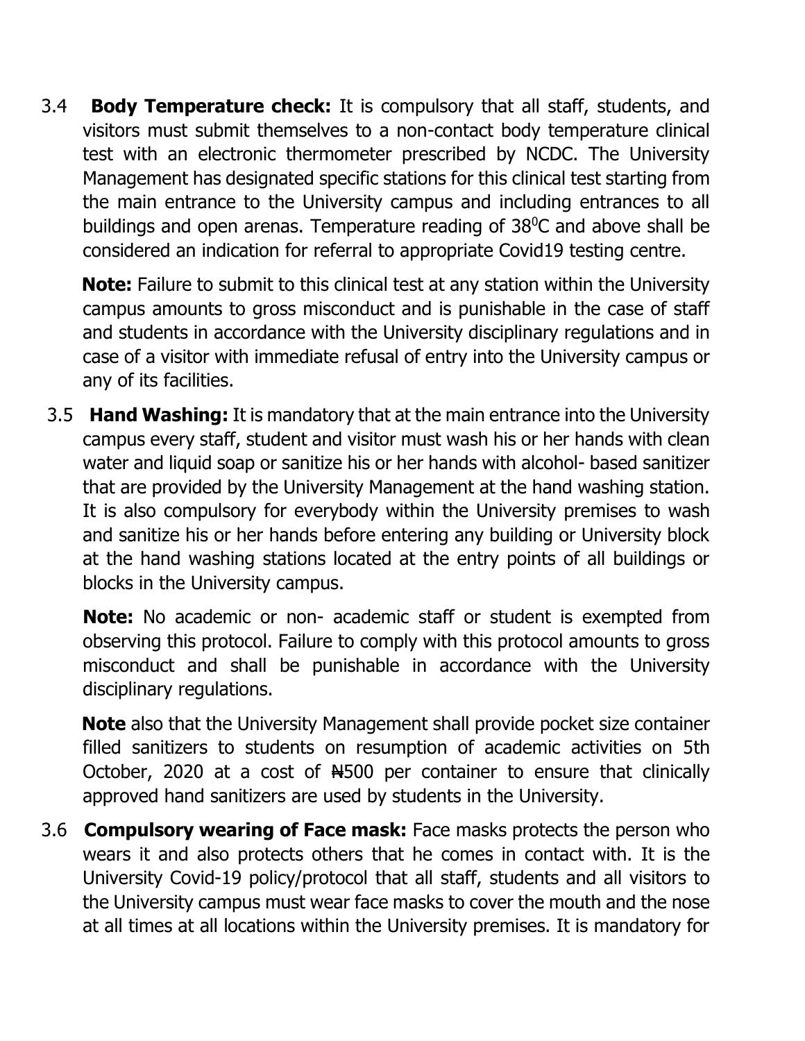3.4 **Body Temperature check:** It is compulsory that all staff, students, and visitors must submit themselves to a non-contact body temperature clinical test with an electronic thermometer prescribed by NCDC. The University Management has designated specific stations for this clinical test starting from the main entrance to the University campus and including entrances to all buildings and open arenas. Temperature reading of $38^0C$ and above shall be considered an indication for referral to appropriate Covid19 testing centre.

**Note:** Failure to submit to this clinical test at any station within the University campus amounts to gross misconduct and is punishable in the case of staff and students in accordance with the University disciplinary regulations and in case of a visitor with immediate refusal of entry into the University campus or any of its facilities.

3.5 **Hand Washing:** It is mandatory that at the main entrance into the University campus every staff, student and visitor must wash his or her hands with clean water and liquid soap or sanitize his or her hands with alcohol- based sanitizer that are provided by the University Management at the hand washing station. It is also compulsory for everybody within the University premises to wash and sanitize his or her hands before entering any building or University block at the hand washing stations located at the entry points of all buildings or blocks in the University campus.

**Note:** No academic or non- academic staff or student is exempted from observing this protocol. Failure to comply with this protocol amounts to gross misconduct and shall be punishable in accordance with the University disciplinary regulations.

**Note** also that the University Management shall provide pocket size container filled sanitizers to students on resumption of academic activities on 5th October, 2020 at a cost of ₦500 per container to ensure that clinically approved hand sanitizers are used by students in the University.

3.6 **Compulsory wearing of Face mask:** Face masks protects the person who wears it and also protects others that he comes in contact with. It is the University Covid-19 policy/protocol that all staff, students and all visitors to the University campus must wear face masks to cover the mouth and the nose at all times at all locations within the University premises. It is mandatory for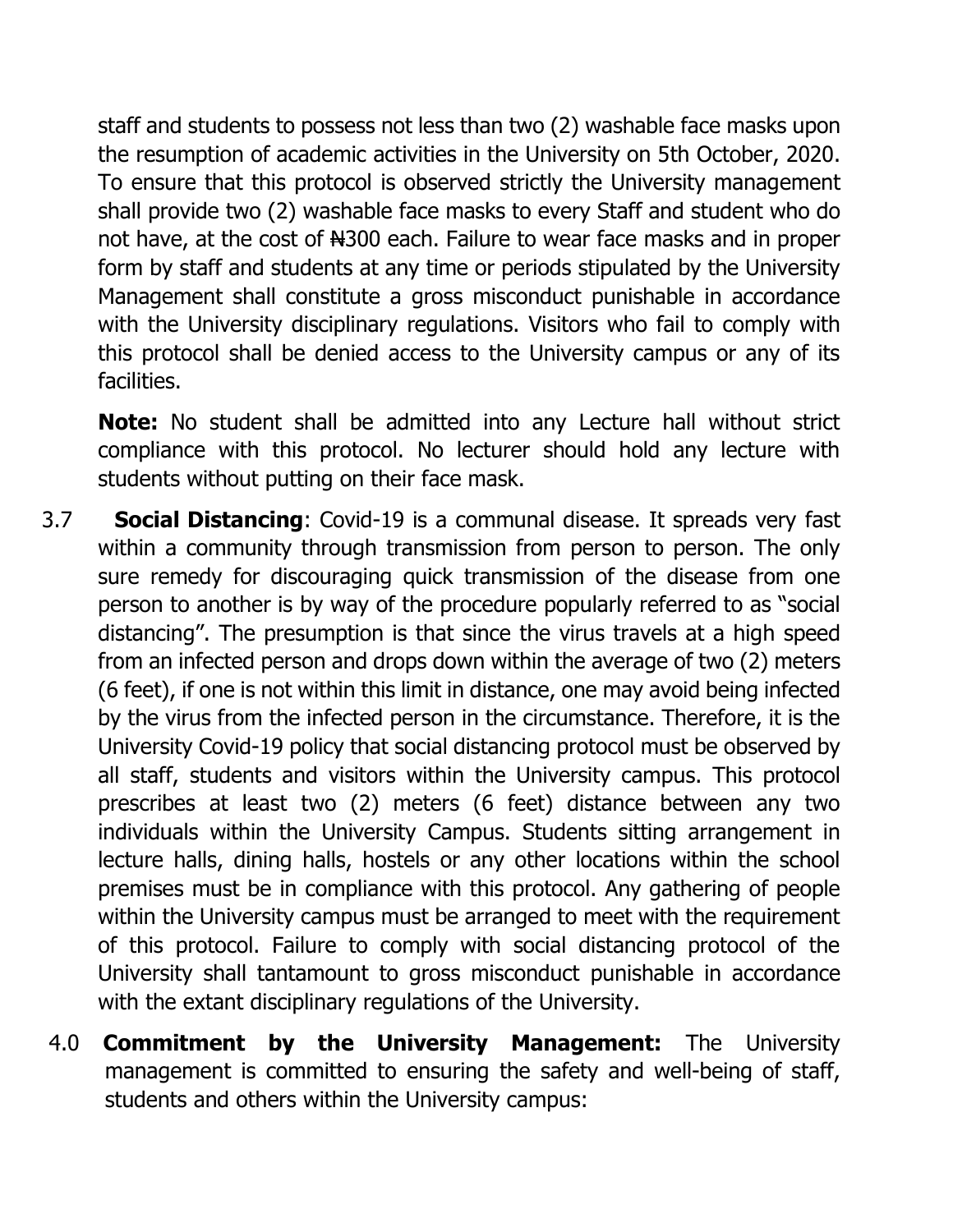staff and students to possess not less than two (2) washable face masks upon the resumption of academic activities in the University on 5th October, 2020. To ensure that this protocol is observed strictly the University management shall provide two (2) washable face masks to every Staff and student who do not have, at the cost of ₦300 each. Failure to wear face masks and in proper form by staff and students at any time or periods stipulated by the University Management shall constitute a gross misconduct punishable in accordance with the University disciplinary regulations. Visitors who fail to comply with this protocol shall be denied access to the University campus or any of its facilities.

**Note:** No student shall be admitted into any Lecture hall without strict compliance with this protocol. No lecturer should hold any lecture with students without putting on their face mask.

3.7 **Social Distancing**: Covid-19 is a communal disease. It spreads very fast within a community through transmission from person to person. The only sure remedy for discouraging quick transmission of the disease from one person to another is by way of the procedure popularly referred to as "social distancing". The presumption is that since the virus travels at a high speed from an infected person and drops down within the average of two (2) meters (6 feet), if one is not within this limit in distance, one may avoid being infected by the virus from the infected person in the circumstance. Therefore, it is the University Covid-19 policy that social distancing protocol must be observed by all staff, students and visitors within the University campus. This protocol prescribes at least two (2) meters (6 feet) distance between any two individuals within the University Campus. Students sitting arrangement in lecture halls, dining halls, hostels or any other locations within the school premises must be in compliance with this protocol. Any gathering of people within the University campus must be arranged to meet with the requirement of this protocol. Failure to comply with social distancing protocol of the University shall tantamount to gross misconduct punishable in accordance with the extant disciplinary regulations of the University.

4.0 **Commitment by the University Management:** The University management is committed to ensuring the safety and well-being of staff, students and others within the University campus: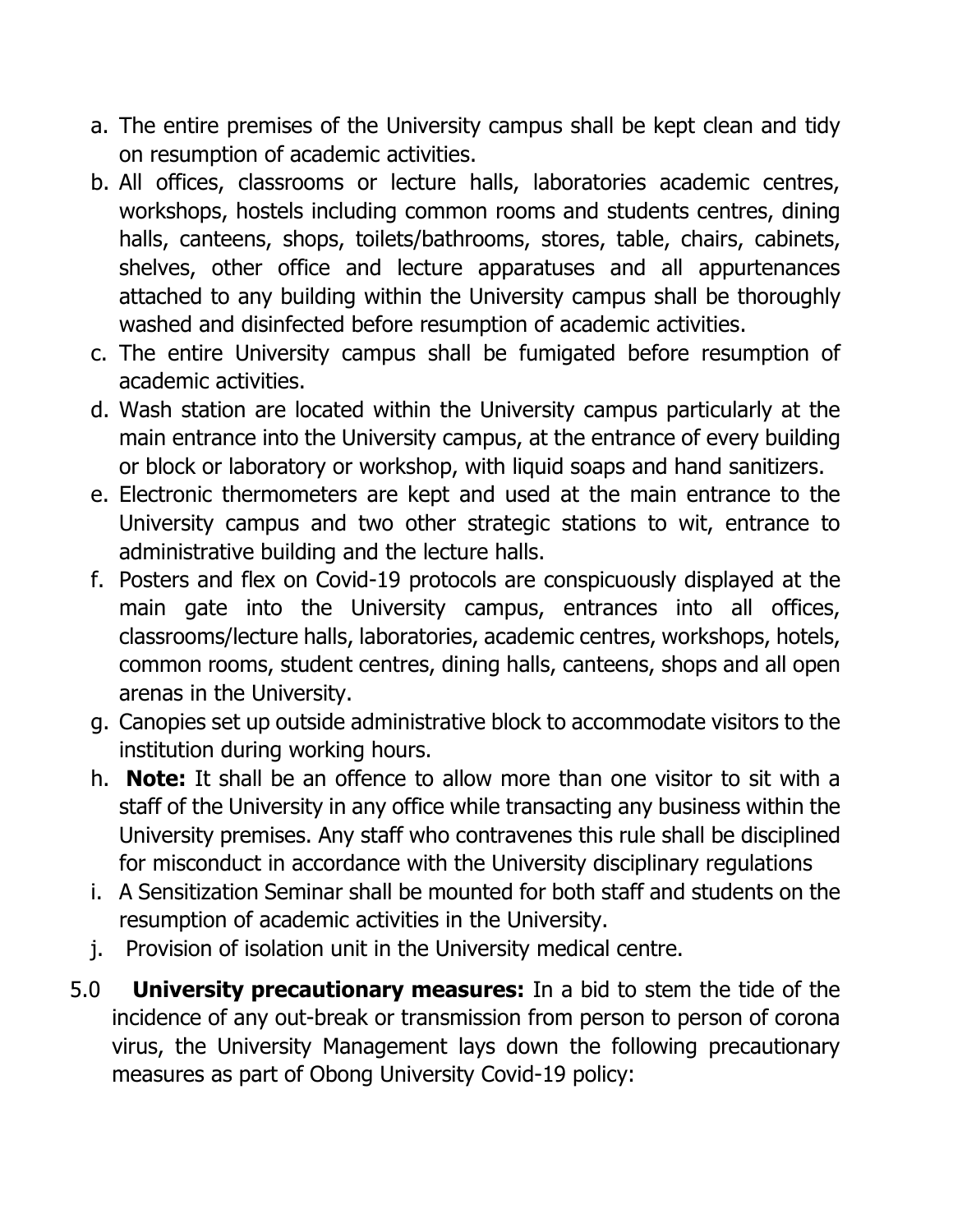a. The entire premises of the University campus shall be kept clean and tidy on resumption of academic activities.
b. All offices, classrooms or lecture halls, laboratories academic centres, workshops, hostels including common rooms and students centres, dining halls, canteens, shops, toilets/bathrooms, stores, table, chairs, cabinets, shelves, other office and lecture apparatuses and all appurtenances attached to any building within the University campus shall be thoroughly washed and disinfected before resumption of academic activities.
c. The entire University campus shall be fumigated before resumption of academic activities.
d. Wash station are located within the University campus particularly at the main entrance into the University campus, at the entrance of every building or block or laboratory or workshop, with liquid soaps and hand sanitizers.
e. Electronic thermometers are kept and used at the main entrance to the University campus and two other strategic stations to wit, entrance to administrative building and the lecture halls.
f. Posters and flex on Covid-19 protocols are conspicuously displayed at the main gate into the University campus, entrances into all offices, classrooms/lecture halls, laboratories, academic centres, workshops, hotels, common rooms, student centres, dining halls, canteens, shops and all open arenas in the University.
g. Canopies set up outside administrative block to accommodate visitors to the institution during working hours.
h. **Note:** It shall be an offence to allow more than one visitor to sit with a staff of the University in any office while transacting any business within the University premises. Any staff who contravenes this rule shall be disciplined for misconduct in accordance with the University disciplinary regulations
i. A Sensitization Seminar shall be mounted for both staff and students on the resumption of academic activities in the University.
j. Provision of isolation unit in the University medical centre.

5.0 **University precautionary measures:** In a bid to stem the tide of the incidence of any out-break or transmission from person to person of corona virus, the University Management lays down the following precautionary measures as part of Obong University Covid-19 policy: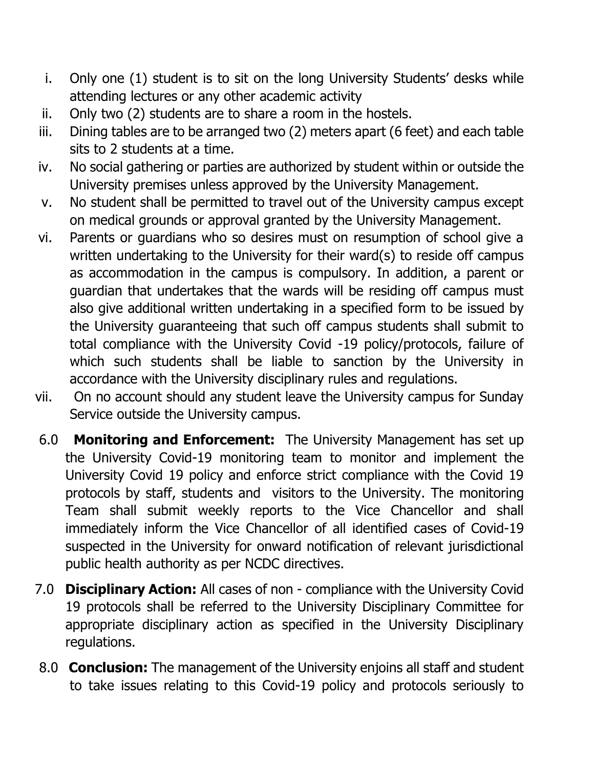i. Only one (1) student is to sit on the long University Students' desks while attending lectures or any other academic activity
ii. Only two (2) students are to share a room in the hostels.
iii. Dining tables are to be arranged two (2) meters apart (6 feet) and each table sits to 2 students at a time.
iv. No social gathering or parties are authorized by student within or outside the University premises unless approved by the University Management.
v. No student shall be permitted to travel out of the University campus except on medical grounds or approval granted by the University Management.
vi. Parents or guardians who so desires must on resumption of school give a written undertaking to the University for their ward(s) to reside off campus as accommodation in the campus is compulsory. In addition, a parent or guardian that undertakes that the wards will be residing off campus must also give additional written undertaking in a specified form to be issued by the University guaranteeing that such off campus students shall submit to total compliance with the University Covid -19 policy/protocols, failure of which such students shall be liable to sanction by the University in accordance with the University disciplinary rules and regulations.
vii. On no account should any student leave the University campus for Sunday Service outside the University campus.

6.0 **Monitoring and Enforcement:** The University Management has set up the University Covid-19 monitoring team to monitor and implement the University Covid 19 policy and enforce strict compliance with the Covid 19 protocols by staff, students and visitors to the University. The monitoring Team shall submit weekly reports to the Vice Chancellor and shall immediately inform the Vice Chancellor of all identified cases of Covid-19 suspected in the University for onward notification of relevant jurisdictional public health authority as per NCDC directives.

7.0 **Disciplinary Action:** All cases of non - compliance with the University Covid 19 protocols shall be referred to the University Disciplinary Committee for appropriate disciplinary action as specified in the University Disciplinary regulations.

8.0 **Conclusion:** The management of the University enjoins all staff and student to take issues relating to this Covid-19 policy and protocols seriously to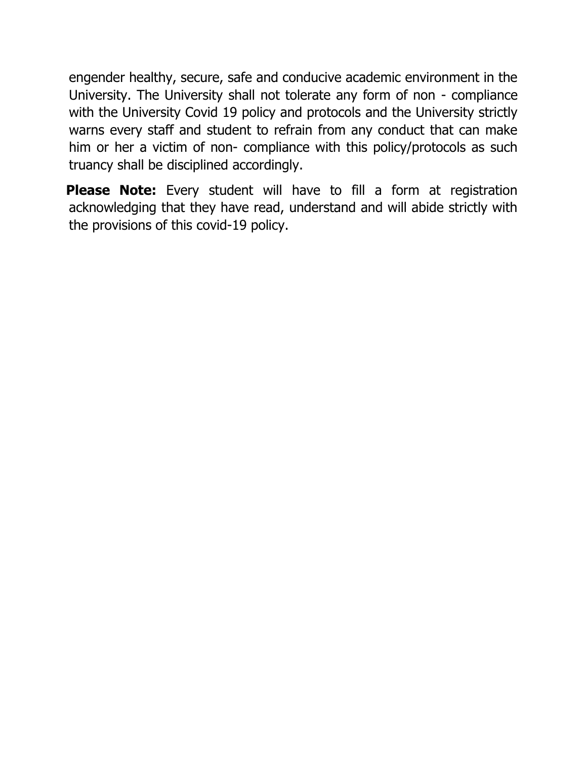engender healthy, secure, safe and conducive academic environment in the University. The University shall not tolerate any form of non - compliance with the University Covid 19 policy and protocols and the University strictly warns every staff and student to refrain from any conduct that can make him or her a victim of non- compliance with this policy/protocols as such truancy shall be disciplined accordingly.

**Please Note:** Every student will have to fill a form at registration acknowledging that they have read, understand and will abide strictly with the provisions of this covid-19 policy.